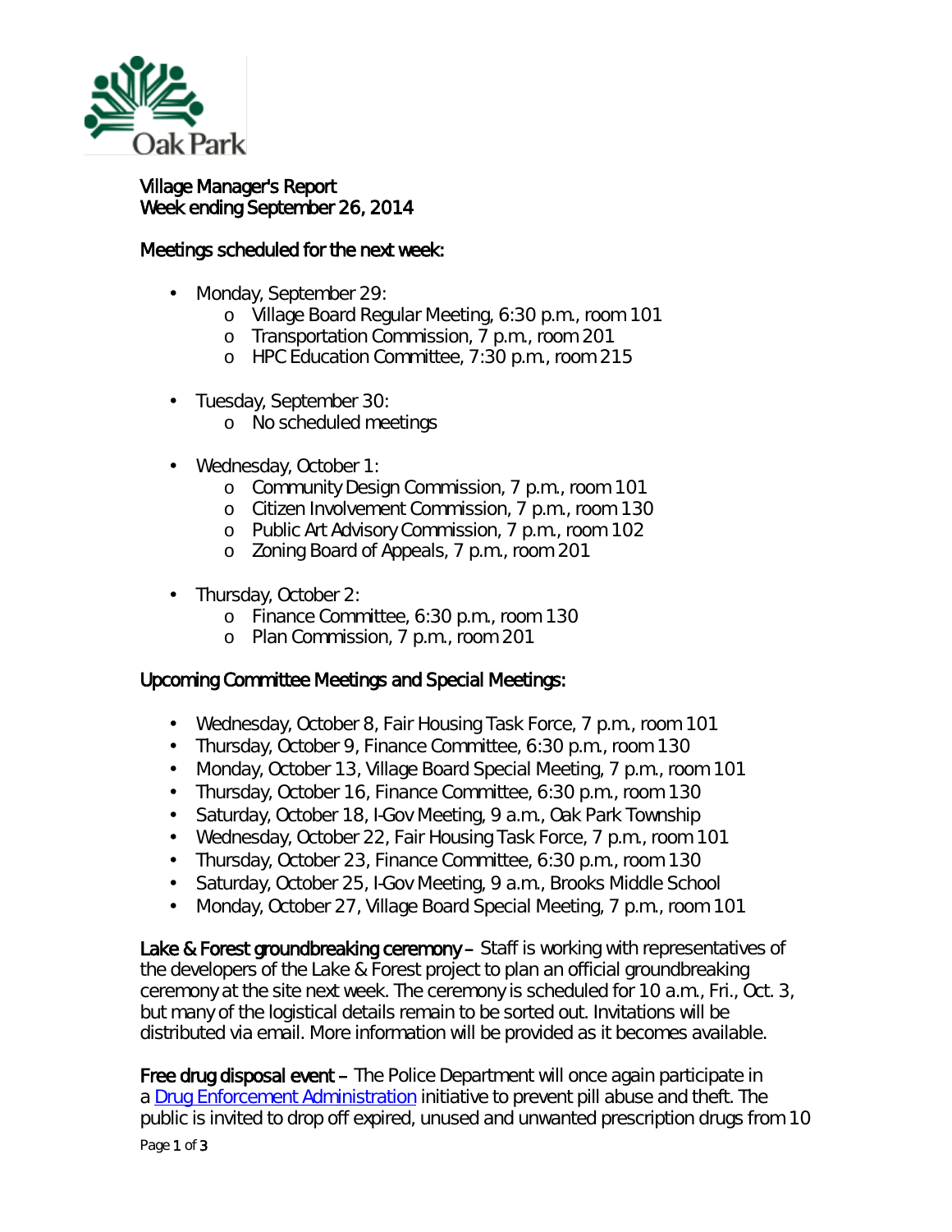# Village Manager's Report
## Week ending September 26, 2014

### Meetings scheduled for the next week:

- Monday, September 29:
  - Village Board Regular Meeting, 6:30 p.m., room 101
  - Transportation Commission, 7 p.m., room 201
  - HPC Education Committee, 7:30 p.m., room 215
- Tuesday, September 30:
  - No scheduled meetings
- Wednesday, October 1:
  - Community Design Commission, 7 p.m., room 101
  - Citizen Involvement Commission, 7 p.m., room 130
  - Public Art Advisory Commission, 7 p.m., room 102
  - Zoning Board of Appeals, 7 p.m., room 201
- Thursday, October 2:
  - Finance Committee, 6:30 p.m., room 130
  - Plan Commission, 7 p.m., room 201

### Upcoming Committee Meetings and Special Meetings:

- Wednesday, October 8, Fair Housing Task Force, 7 p.m., room 101
- Thursday, October 9, Finance Committee, 6:30 p.m., room 130
- Monday, October 13, Village Board Special Meeting, 7 p.m., room 101
- Thursday, October 16, Finance Committee, 6:30 p.m., room 130
- Saturday, October 18, I-Gov Meeting, 9 a.m., Oak Park Township
- Wednesday, October 22, Fair Housing Task Force, 7 p.m., room 101
- Thursday, October 23, Finance Committee, 6:30 p.m., room 130
- Saturday, October 25, I-Gov Meeting, 9 a.m., Brooks Middle School
- Monday, October 27, Village Board Special Meeting, 7 p.m., room 101

**Lake & Forest groundbreaking ceremony** – Staff is working with representatives of the developers of the Lake & Forest project to plan an official groundbreaking ceremony at the site next week. The ceremony is scheduled for 10 a.m., Fri., Oct. 3, but many of the logistical details remain to be sorted out. Invitations will be distributed via email. More information will be provided as it becomes available.

**Free drug disposal event** – The Police Department will once again participate in a Drug Enforcement Administration initiative to prevent pill abuse and theft. The public is invited to drop off expired, unused and unwanted prescription drugs from 10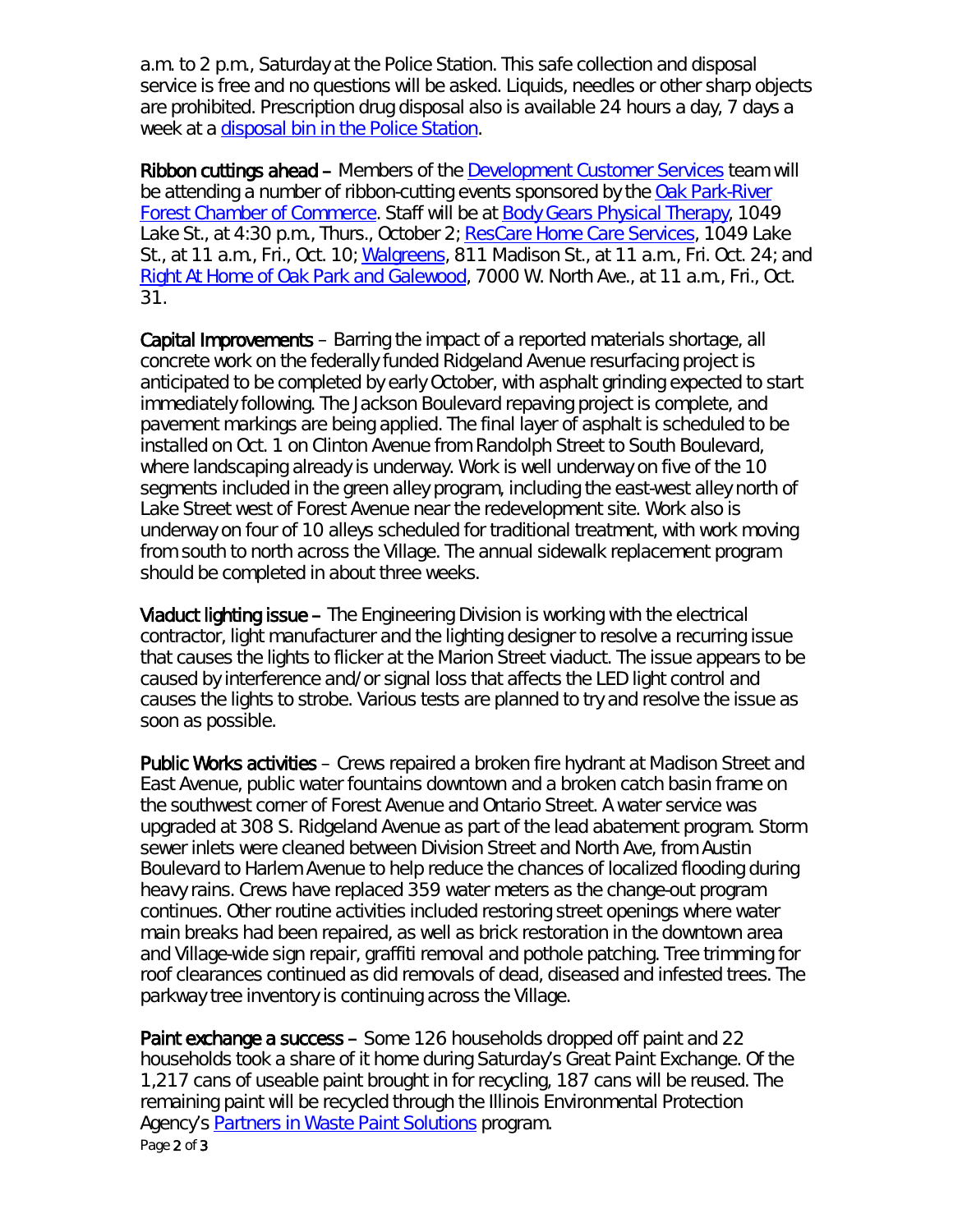a.m. to 2 p.m., Saturday at the Police Station. This safe collection and disposal service is free and no questions will be asked. Liquids, needles or other sharp objects are prohibited. Prescription drug disposal also is available 24 hours a day, 7 days a week at a disposal bin in the Police Station.

**Ribbon cuttings ahead** – Members of the Development Customer Services team will be attending a number of ribbon-cutting events sponsored by the Oak Park-River Forest Chamber of Commerce. Staff will be at Body Gears Physical Therapy, 1049 Lake St., at 4:30 p.m., Thurs., October 2; ResCare Home Care Services, 1049 Lake St., at 11 a.m., Fri., Oct. 10; Walgreens, 811 Madison St., at 11 a.m., Fri. Oct. 24; and Right At Home of Oak Park and Galewood, 7000 W. North Ave., at 11 a.m., Fri., Oct. 31.

**Capital Improvements** – Barring the impact of a reported materials shortage, all concrete work on the federally funded Ridgeland Avenue resurfacing project is anticipated to be completed by early October, with asphalt grinding expected to start immediately following. The Jackson Boulevard repaving project is complete, and pavement markings are being applied. The final layer of asphalt is scheduled to be installed on Oct. 1 on Clinton Avenue from Randolph Street to South Boulevard, where landscaping already is underway. Work is well underway on five of the 10 segments included in the green alley program, including the east-west alley north of Lake Street west of Forest Avenue near the redevelopment site. Work also is underway on four of 10 alleys scheduled for traditional treatment, with work moving from south to north across the Village. The annual sidewalk replacement program should be completed in about three weeks.

**Viaduct lighting issue** – The Engineering Division is working with the electrical contractor, light manufacturer and the lighting designer to resolve a recurring issue that causes the lights to flicker at the Marion Street viaduct. The issue appears to be caused by interference and/or signal loss that affects the LED light control and causes the lights to strobe. Various tests are planned to try and resolve the issue as soon as possible.

**Public Works activities** – Crews repaired a broken fire hydrant at Madison Street and East Avenue, public water fountains downtown and a broken catch basin frame on the southwest corner of Forest Avenue and Ontario Street. A water service was upgraded at 308 S. Ridgeland Avenue as part of the lead abatement program. Storm sewer inlets were cleaned between Division Street and North Ave, from Austin Boulevard to Harlem Avenue to help reduce the chances of localized flooding during heavy rains. Crews have replaced 359 water meters as the change-out program continues. Other routine activities included restoring street openings where water main breaks had been repaired, as well as brick restoration in the downtown area and Village-wide sign repair, graffiti removal and pothole patching. Tree trimming for roof clearances continued as did removals of dead, diseased and infested trees. The parkway tree inventory is continuing across the Village.

**Paint exchange a success** – Some 126 households dropped off paint and 22 households took a share of it home during Saturday's Great Paint Exchange. Of the 1,217 cans of useable paint brought in for recycling, 187 cans will be reused. The remaining paint will be recycled through the Illinois Environmental Protection Agency's Partners in Waste Paint Solutions program.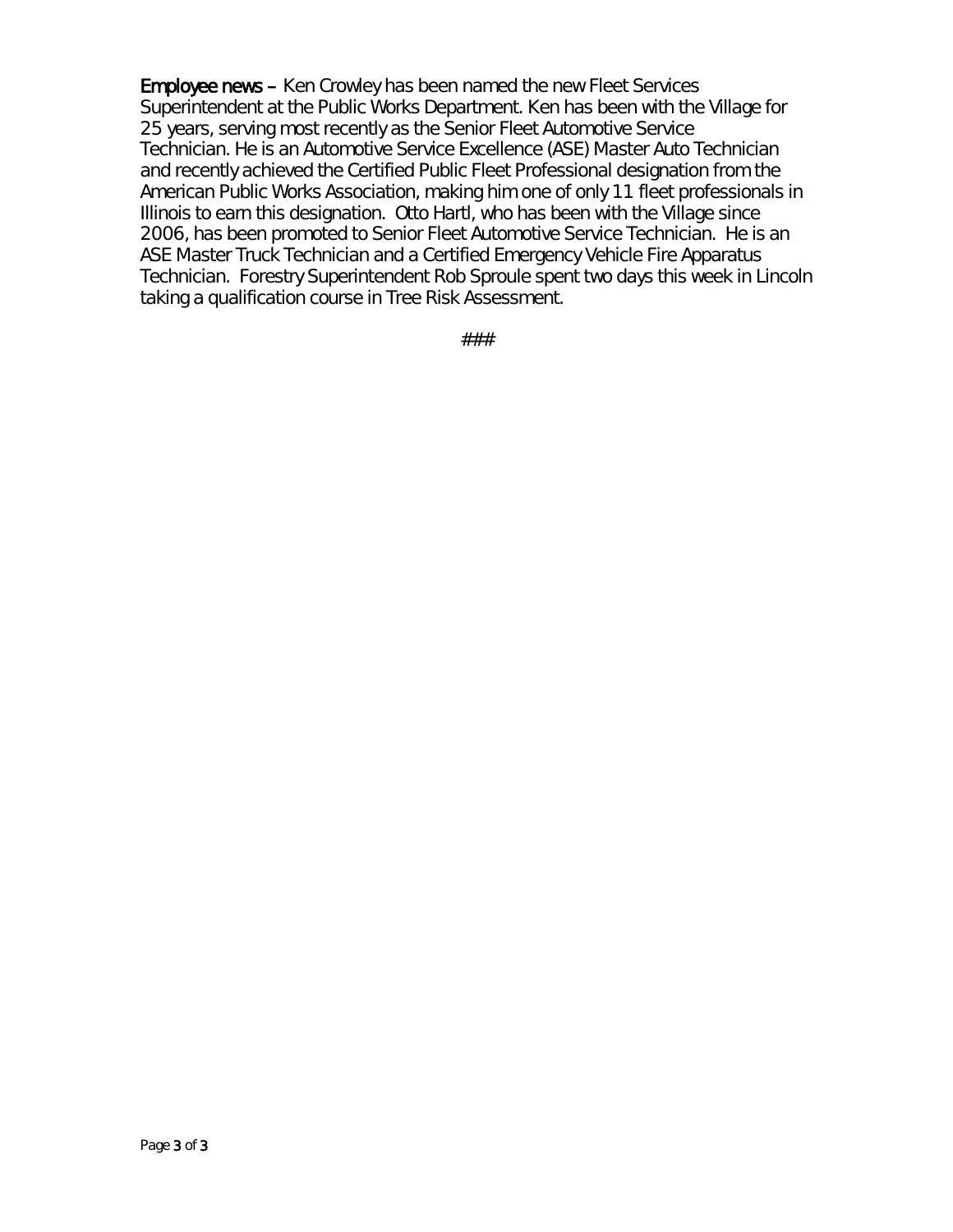**Employee news –** Ken Crowley has been named the new Fleet Services Superintendent at the Public Works Department. Ken has been with the Village for 25 years, serving most recently as the Senior Fleet Automotive Service Technician. He is an Automotive Service Excellence (ASE) Master Auto Technician and recently achieved the Certified Public Fleet Professional designation from the American Public Works Association, making him one of only 11 fleet professionals in Illinois to earn this designation. Otto Hartl, who has been with the Village since 2006, has been promoted to Senior Fleet Automotive Service Technician. He is an ASE Master Truck Technician and a Certified Emergency Vehicle Fire Apparatus Technician. Forestry Superintendent Rob Sproule spent two days this week in Lincoln taking a qualification course in Tree Risk Assessment.

###